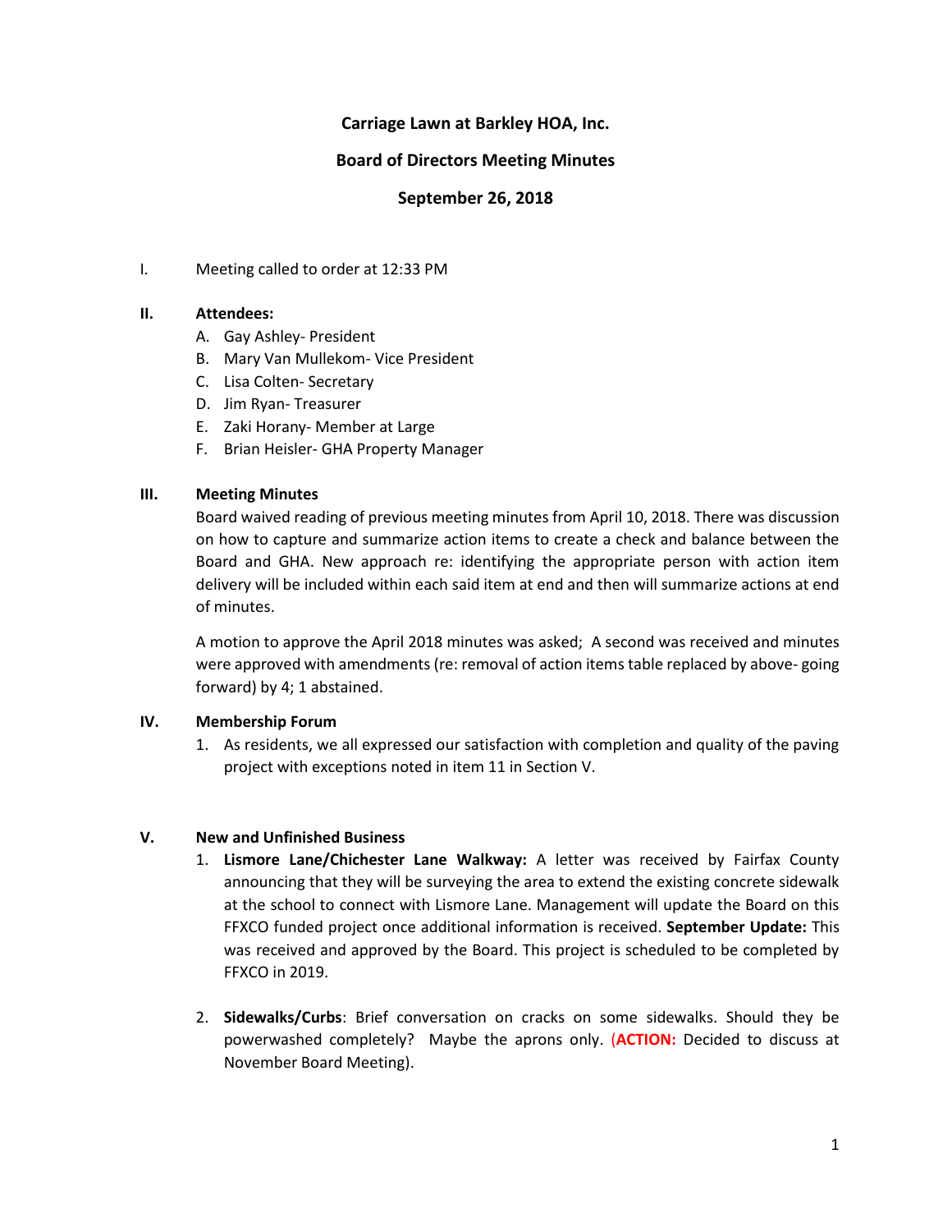**Carriage Lawn at Barkley HOA, Inc.**

**Board of Directors Meeting Minutes**

**September 26, 2018**

I. Meeting called to order at 12:33 PM

**II. Attendees:**

A. Gay Ashley- President
B. Mary Van Mullekom- Vice President
C. Lisa Colten- Secretary
D. Jim Ryan- Treasurer
E. Zaki Horany- Member at Large
F. Brian Heisler- GHA Property Manager

**III. Meeting Minutes**

Board waived reading of previous meeting minutes from April 10, 2018. There was discussion on how to capture and summarize action items to create a check and balance between the Board and GHA. New approach re: identifying the appropriate person with action item delivery will be included within each said item at end and then will summarize actions at end of minutes.

A motion to approve the April 2018 minutes was asked; A second was received and minutes were approved with amendments (re: removal of action items table replaced by above- going forward) by 4; 1 abstained.

**IV. Membership Forum**

1. As residents, we all expressed our satisfaction with completion and quality of the paving project with exceptions noted in item 11 in Section V.

**V. New and Unfinished Business**

1. **Lismore Lane/Chichester Lane Walkway:** A letter was received by Fairfax County announcing that they will be surveying the area to extend the existing concrete sidewalk at the school to connect with Lismore Lane. Management will update the Board on this FFXCO funded project once additional information is received. **September Update:** This was received and approved by the Board. This project is scheduled to be completed by FFXCO in 2019.

2. **Sidewalks/Curbs**: Brief conversation on cracks on some sidewalks. Should they be powerwashed completely? Maybe the aprons only. (**ACTION:** Decided to discuss at November Board Meeting).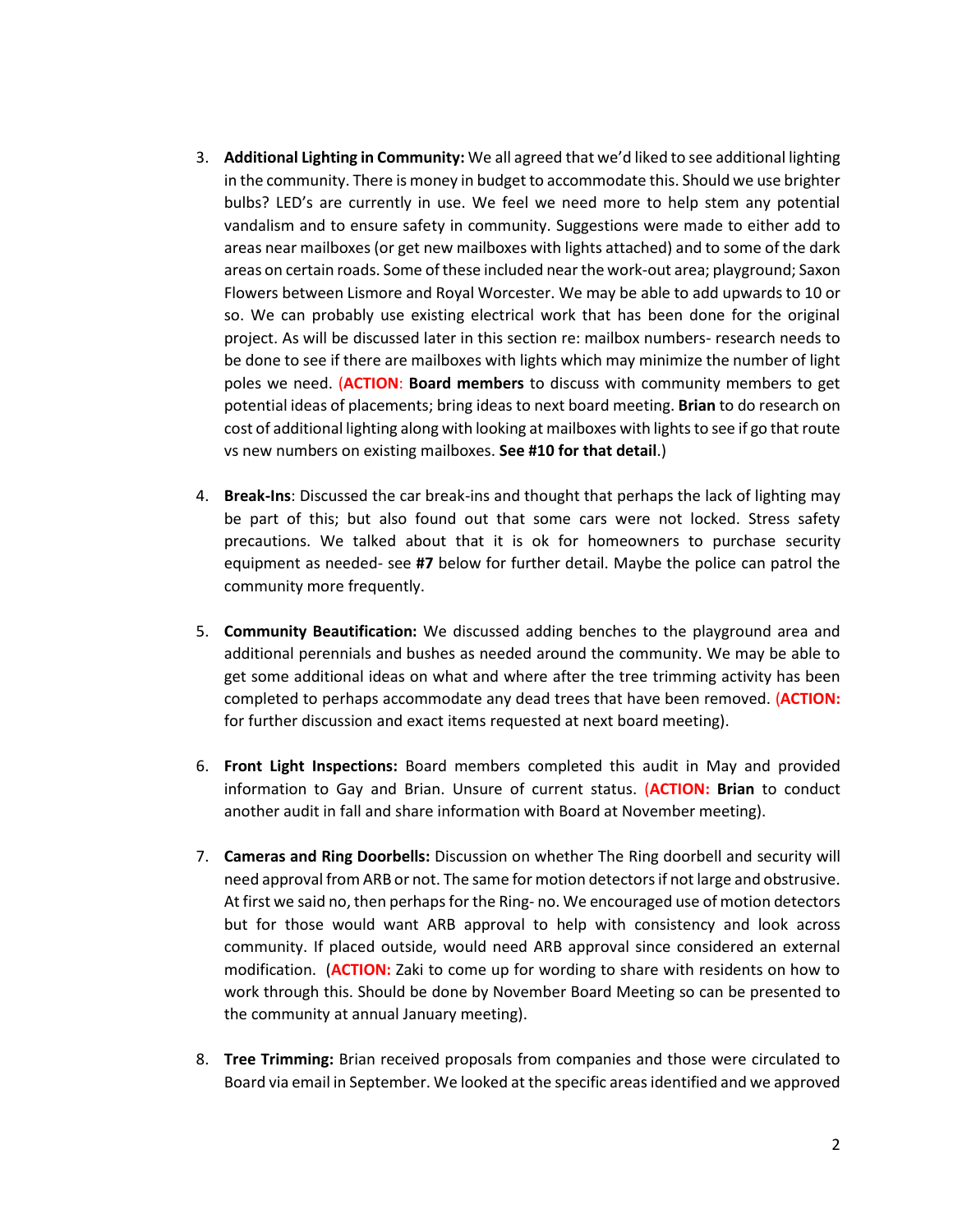3. **Additional Lighting in Community:** We all agreed that we'd liked to see additional lighting in the community. There is money in budget to accommodate this. Should we use brighter bulbs? LED's are currently in use. We feel we need more to help stem any potential vandalism and to ensure safety in community. Suggestions were made to either add to areas near mailboxes (or get new mailboxes with lights attached) and to some of the dark areas on certain roads. Some of these included near the work-out area; playground; Saxon Flowers between Lismore and Royal Worcester. We may be able to add upwards to 10 or so. We can probably use existing electrical work that has been done for the original project. As will be discussed later in this section re: mailbox numbers- research needs to be done to see if there are mailboxes with lights which may minimize the number of light poles we need. (**ACTION**: **Board members** to discuss with community members to get potential ideas of placements; bring ideas to next board meeting. **Brian** to do research on cost of additional lighting along with looking at mailboxes with lights to see if go that route vs new numbers on existing mailboxes. **See #10 for that detail**.)

4. **Break-Ins**: Discussed the car break-ins and thought that perhaps the lack of lighting may be part of this; but also found out that some cars were not locked. Stress safety precautions. We talked about that it is ok for homeowners to purchase security equipment as needed- see **#7** below for further detail. Maybe the police can patrol the community more frequently.

5. **Community Beautification:** We discussed adding benches to the playground area and additional perennials and bushes as needed around the community. We may be able to get some additional ideas on what and where after the tree trimming activity has been completed to perhaps accommodate any dead trees that have been removed. (**ACTION:** for further discussion and exact items requested at next board meeting).

6. **Front Light Inspections:** Board members completed this audit in May and provided information to Gay and Brian. Unsure of current status. (**ACTION: Brian** to conduct another audit in fall and share information with Board at November meeting).

7. **Cameras and Ring Doorbells:** Discussion on whether The Ring doorbell and security will need approval from ARB or not. The same for motion detectors if not large and obstrusive. At first we said no, then perhaps for the Ring- no. We encouraged use of motion detectors but for those would want ARB approval to help with consistency and look across community. If placed outside, would need ARB approval since considered an external modification. (**ACTION:** Zaki to come up for wording to share with residents on how to work through this. Should be done by November Board Meeting so can be presented to the community at annual January meeting).

8. **Tree Trimming:** Brian received proposals from companies and those were circulated to Board via email in September. We looked at the specific areas identified and we approved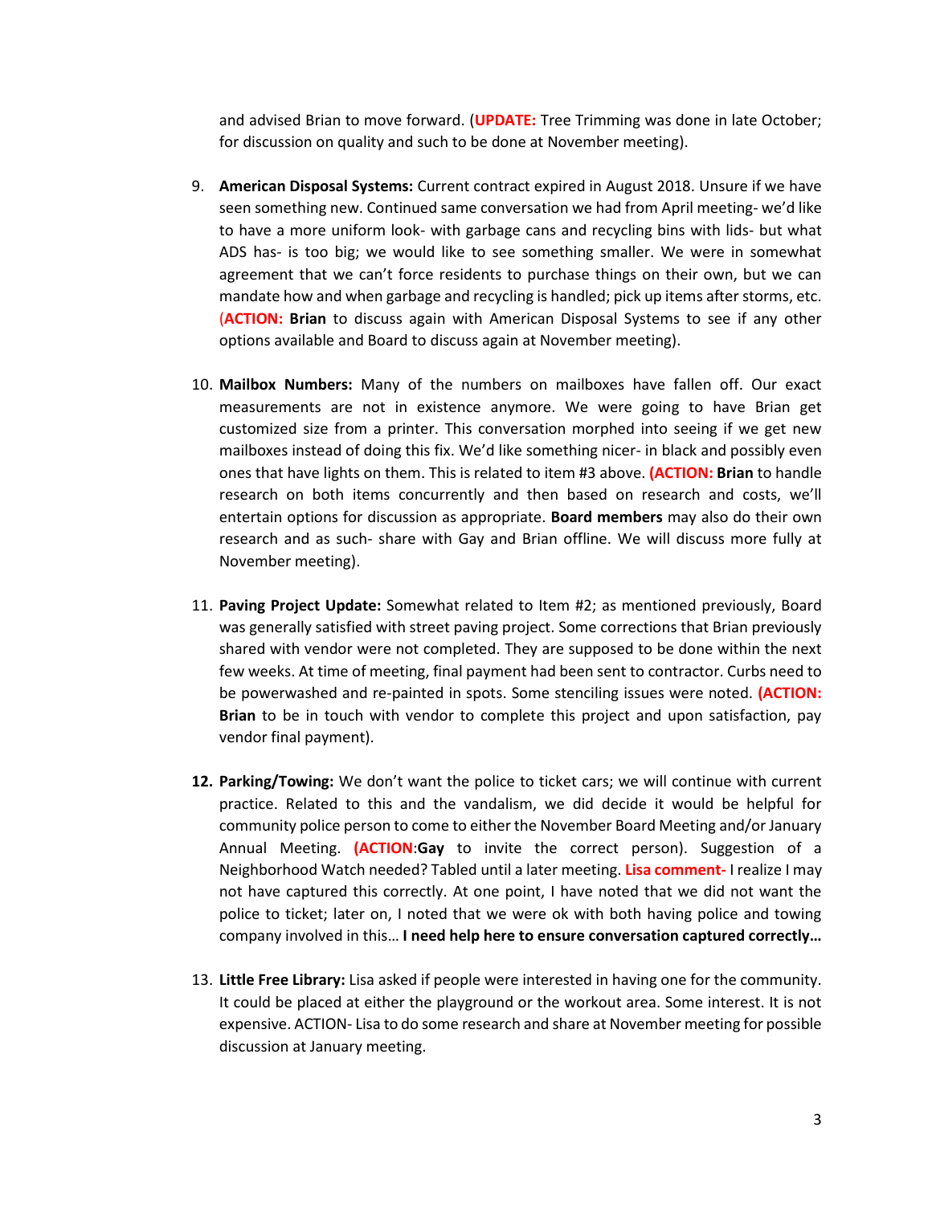and advised Brian to move forward. (**UPDATE:** Tree Trimming was done in late October; for discussion on quality and such to be done at November meeting).

9. **American Disposal Systems:** Current contract expired in August 2018. Unsure if we have seen something new. Continued same conversation we had from April meeting- we'd like to have a more uniform look- with garbage cans and recycling bins with lids- but what ADS has- is too big; we would like to see something smaller. We were in somewhat agreement that we can't force residents to purchase things on their own, but we can mandate how and when garbage and recycling is handled; pick up items after storms, etc. (**ACTION: Brian** to discuss again with American Disposal Systems to see if any other options available and Board to discuss again at November meeting).

10. **Mailbox Numbers:** Many of the numbers on mailboxes have fallen off. Our exact measurements are not in existence anymore. We were going to have Brian get customized size from a printer. This conversation morphed into seeing if we get new mailboxes instead of doing this fix. We'd like something nicer- in black and possibly even ones that have lights on them. This is related to item #3 above. **(ACTION: Brian** to handle research on both items concurrently and then based on research and costs, we'll entertain options for discussion as appropriate. **Board members** may also do their own research and as such- share with Gay and Brian offline. We will discuss more fully at November meeting).

11. **Paving Project Update:** Somewhat related to Item #2; as mentioned previously, Board was generally satisfied with street paving project. Some corrections that Brian previously shared with vendor were not completed. They are supposed to be done within the next few weeks. At time of meeting, final payment had been sent to contractor. Curbs need to be powerwashed and re-painted in spots. Some stenciling issues were noted. **(ACTION: Brian** to be in touch with vendor to complete this project and upon satisfaction, pay vendor final payment).

12. **Parking/Towing:** We don't want the police to ticket cars; we will continue with current practice. Related to this and the vandalism, we did decide it would be helpful for community police person to come to either the November Board Meeting and/or January Annual Meeting. **(ACTION:Gay** to invite the correct person). Suggestion of a Neighborhood Watch needed? Tabled until a later meeting. **Lisa comment-** I realize I may not have captured this correctly. At one point, I have noted that we did not want the police to ticket; later on, I noted that we were ok with both having police and towing company involved in this… **I need help here to ensure conversation captured correctly…**

13. **Little Free Library:** Lisa asked if people were interested in having one for the community. It could be placed at either the playground or the workout area. Some interest. It is not expensive. ACTION- Lisa to do some research and share at November meeting for possible discussion at January meeting.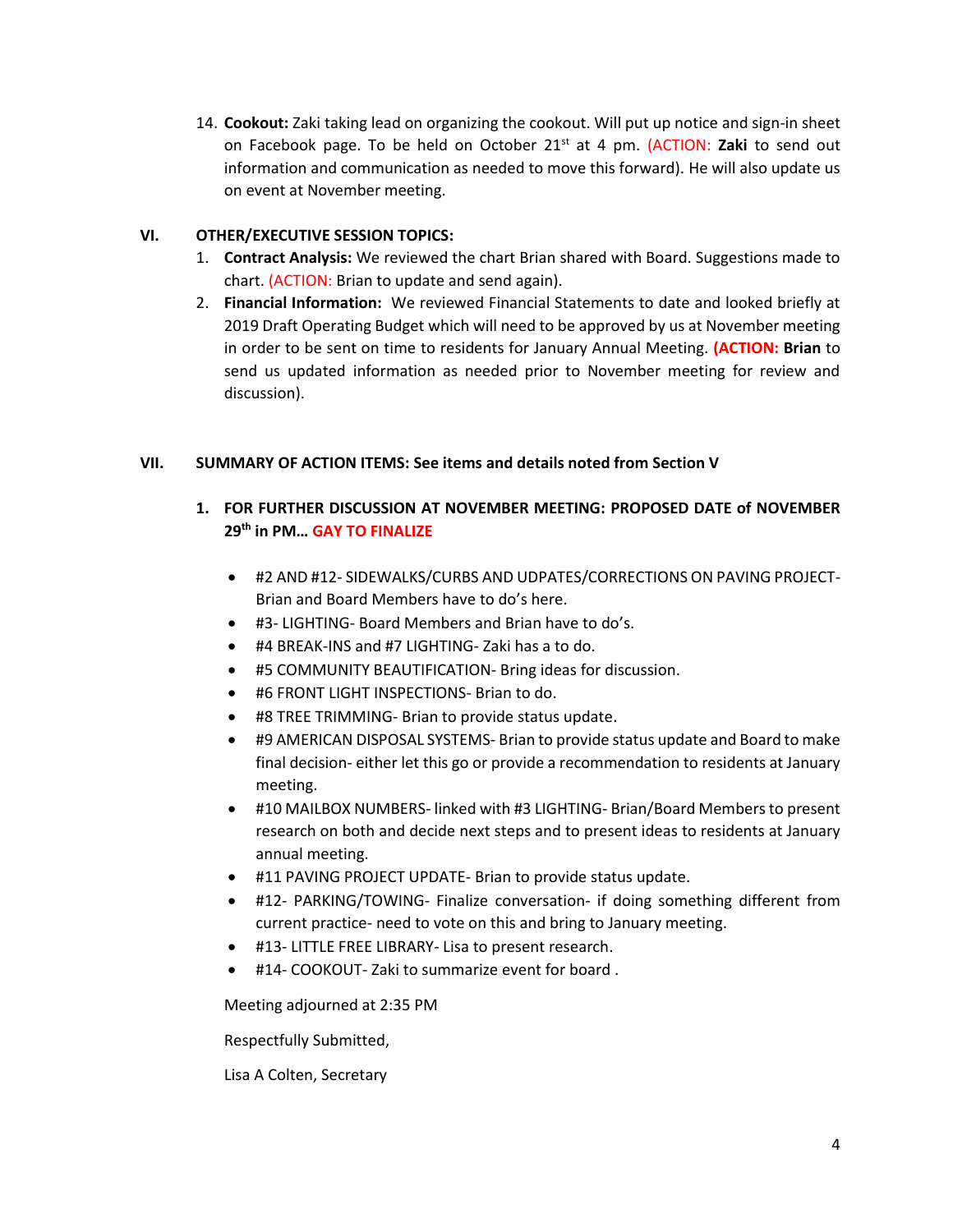14. **Cookout:** Zaki taking lead on organizing the cookout. Will put up notice and sign-in sheet on Facebook page. To be held on October 21st at 4 pm. (ACTION: **Zaki** to send out information and communication as needed to move this forward). He will also update us on event at November meeting.

## VI. OTHER/EXECUTIVE SESSION TOPICS:

1. **Contract Analysis:** We reviewed the chart Brian shared with Board. Suggestions made to chart. (ACTION: Brian to update and send again).
2. **Financial Information:** We reviewed Financial Statements to date and looked briefly at 2019 Draft Operating Budget which will need to be approved by us at November meeting in order to be sent on time to residents for January Annual Meeting. **(ACTION: Brian** to send us updated information as needed prior to November meeting for review and discussion).

## VII. SUMMARY OF ACTION ITEMS: See items and details noted from Section V

1. **FOR FURTHER DISCUSSION AT NOVEMBER MEETING: PROPOSED DATE of NOVEMBER 29th in PM… GAY TO FINALIZE**

   - #2 AND #12- SIDEWALKS/CURBS AND UDPATES/CORRECTIONS ON PAVING PROJECT- Brian and Board Members have to do's here.
   - #3- LIGHTING- Board Members and Brian have to do's.
   - #4 BREAK-INS and #7 LIGHTING- Zaki has a to do.
   - #5 COMMUNITY BEAUTIFICATION- Bring ideas for discussion.
   - #6 FRONT LIGHT INSPECTIONS- Brian to do.
   - #8 TREE TRIMMING- Brian to provide status update.
   - #9 AMERICAN DISPOSAL SYSTEMS- Brian to provide status update and Board to make final decision- either let this go or provide a recommendation to residents at January meeting.
   - #10 MAILBOX NUMBERS- linked with #3 LIGHTING- Brian/Board Members to present research on both and decide next steps and to present ideas to residents at January annual meeting.
   - #11 PAVING PROJECT UPDATE- Brian to provide status update.
   - #12- PARKING/TOWING- Finalize conversation- if doing something different from current practice- need to vote on this and bring to January meeting.
   - #13- LITTLE FREE LIBRARY- Lisa to present research.
   - #14- COOKOUT- Zaki to summarize event for board .

Meeting adjourned at 2:35 PM

Respectfully Submitted,

Lisa A Colten, Secretary